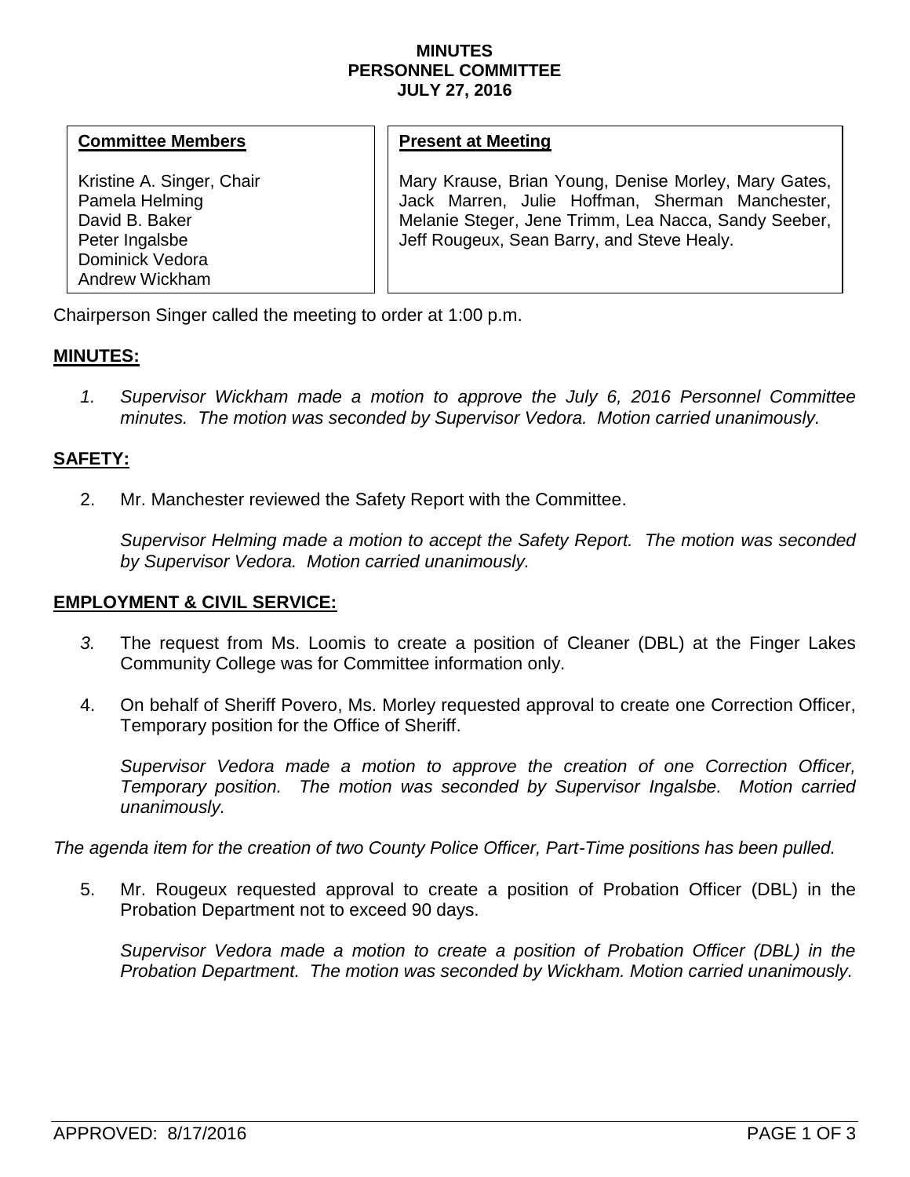# MINUTES
## PERSONNEL COMMITTEE
## JULY 27, 2016

| **Committee Members** | **Present at Meeting** |
|---|---|
| Kristine A. Singer, Chair<br>Pamela Helming<br>David B. Baker<br>Peter Ingalsbe<br>Dominick Vedora<br>Andrew Wickham | Mary Krause, Brian Young, Denise Morley, Mary Gates, Jack Marren, Julie Hoffman, Sherman Manchester, Melanie Steger, Jene Trimm, Lea Nacca, Sandy Seeber, Jeff Rougeux, Sean Barry, and Steve Healy. |

Chairperson Singer called the meeting to order at 1:00 p.m.

**MINUTES:**

1. *Supervisor Wickham made a motion to approve the July 6, 2016 Personnel Committee minutes. The motion was seconded by Supervisor Vedora. Motion carried unanimously.*

**SAFETY:**

2. Mr. Manchester reviewed the Safety Report with the Committee.

   *Supervisor Helming made a motion to accept the Safety Report. The motion was seconded by Supervisor Vedora. Motion carried unanimously.*

**EMPLOYMENT & CIVIL SERVICE:**

3. The request from Ms. Loomis to create a position of Cleaner (DBL) at the Finger Lakes Community College was for Committee information only.

4. On behalf of Sheriff Povero, Ms. Morley requested approval to create one Correction Officer, Temporary position for the Office of Sheriff.

   *Supervisor Vedora made a motion to approve the creation of one Correction Officer, Temporary position. The motion was seconded by Supervisor Ingalsbe. Motion carried unanimously.*

*The agenda item for the creation of two County Police Officer, Part-Time positions has been pulled.*

5. Mr. Rougeux requested approval to create a position of Probation Officer (DBL) in the Probation Department not to exceed 90 days.

   *Supervisor Vedora made a motion to create a position of Probation Officer (DBL) in the Probation Department. The motion was seconded by Wickham. Motion carried unanimously.*

APPROVED: 8/17/2016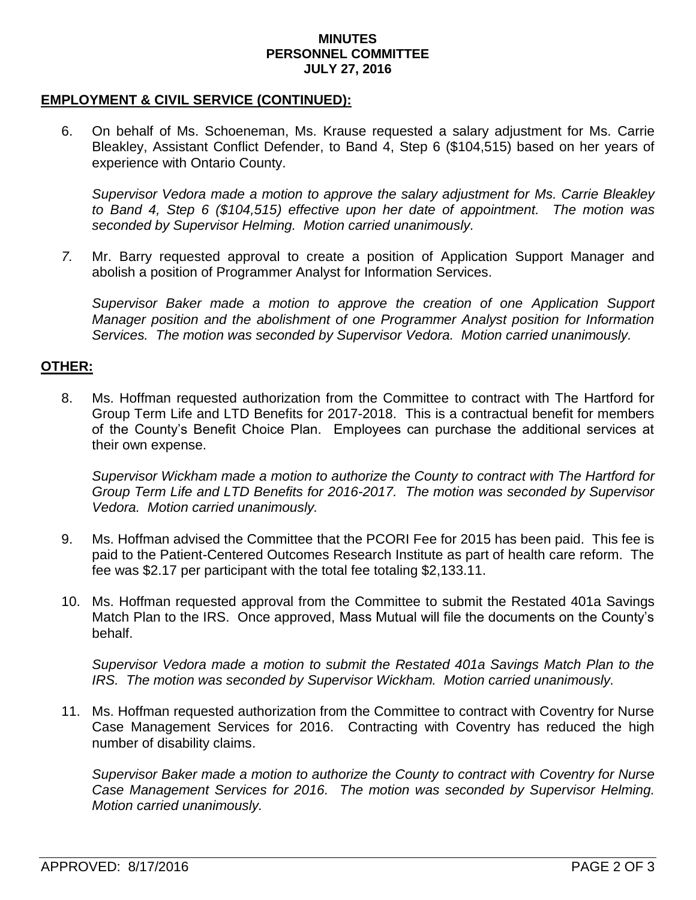**MINUTES**
**PERSONNEL COMMITTEE**
**JULY 27, 2016**

## EMPLOYMENT & CIVIL SERVICE (CONTINUED):

6. On behalf of Ms. Schoeneman, Ms. Krause requested a salary adjustment for Ms. Carrie Bleakley, Assistant Conflict Defender, to Band 4, Step 6 ($104,515) based on her years of experience with Ontario County.

   *Supervisor Vedora made a motion to approve the salary adjustment for Ms. Carrie Bleakley to Band 4, Step 6 ($104,515) effective upon her date of appointment. The motion was seconded by Supervisor Helming. Motion carried unanimously.*

7. Mr. Barry requested approval to create a position of Application Support Manager and abolish a position of Programmer Analyst for Information Services.

   *Supervisor Baker made a motion to approve the creation of one Application Support Manager position and the abolishment of one Programmer Analyst position for Information Services. The motion was seconded by Supervisor Vedora. Motion carried unanimously.*

## OTHER:

8. Ms. Hoffman requested authorization from the Committee to contract with The Hartford for Group Term Life and LTD Benefits for 2017-2018. This is a contractual benefit for members of the County's Benefit Choice Plan. Employees can purchase the additional services at their own expense.

   *Supervisor Wickham made a motion to authorize the County to contract with The Hartford for Group Term Life and LTD Benefits for 2016-2017. The motion was seconded by Supervisor Vedora. Motion carried unanimously.*

9. Ms. Hoffman advised the Committee that the PCORI Fee for 2015 has been paid. This fee is paid to the Patient-Centered Outcomes Research Institute as part of health care reform. The fee was $2.17 per participant with the total fee totaling $2,133.11.

10. Ms. Hoffman requested approval from the Committee to submit the Restated 401a Savings Match Plan to the IRS. Once approved, Mass Mutual will file the documents on the County's behalf.

    *Supervisor Vedora made a motion to submit the Restated 401a Savings Match Plan to the IRS. The motion was seconded by Supervisor Wickham. Motion carried unanimously.*

11. Ms. Hoffman requested authorization from the Committee to contract with Coventry for Nurse Case Management Services for 2016. Contracting with Coventry has reduced the high number of disability claims.

    *Supervisor Baker made a motion to authorize the County to contract with Coventry for Nurse Case Management Services for 2016. The motion was seconded by Supervisor Helming. Motion carried unanimously.*

APPROVED: 8/17/2016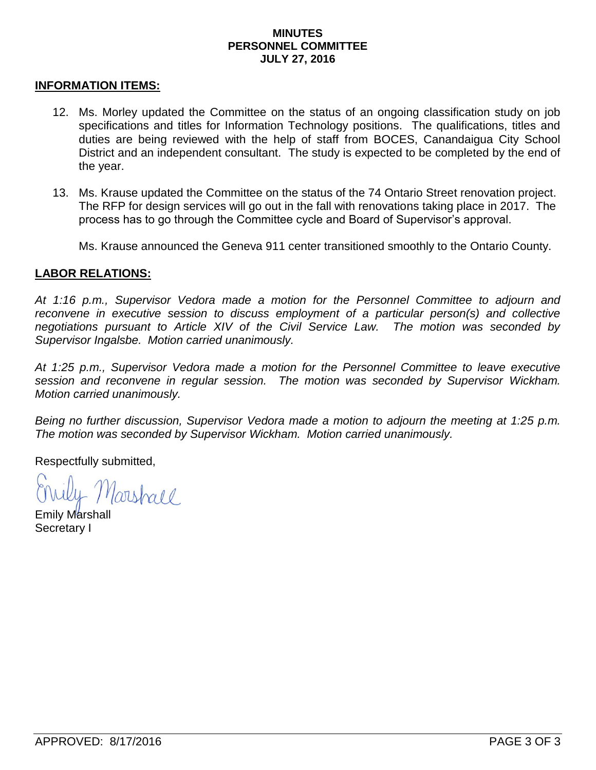**MINUTES**
**PERSONNEL COMMITTEE**
**JULY 27, 2016**

## INFORMATION ITEMS:

12. Ms. Morley updated the Committee on the status of an ongoing classification study on job specifications and titles for Information Technology positions. The qualifications, titles and duties are being reviewed with the help of staff from BOCES, Canandaigua City School District and an independent consultant. The study is expected to be completed by the end of the year.

13. Ms. Krause updated the Committee on the status of the 74 Ontario Street renovation project. The RFP for design services will go out in the fall with renovations taking place in 2017. The process has to go through the Committee cycle and Board of Supervisor's approval.

    Ms. Krause announced the Geneva 911 center transitioned smoothly to the Ontario County.

## LABOR RELATIONS:

*At 1:16 p.m., Supervisor Vedora made a motion for the Personnel Committee to adjourn and reconvene in executive session to discuss employment of a particular person(s) and collective negotiations pursuant to Article XIV of the Civil Service Law. The motion was seconded by Supervisor Ingalsbe. Motion carried unanimously.*

*At 1:25 p.m., Supervisor Vedora made a motion for the Personnel Committee to leave executive session and reconvene in regular session. The motion was seconded by Supervisor Wickham. Motion carried unanimously.*

*Being no further discussion, Supervisor Vedora made a motion to adjourn the meeting at 1:25 p.m. The motion was seconded by Supervisor Wickham. Motion carried unanimously.*

Respectfully submitted,

Emily Marshall

Emily Marshall
Secretary I

APPROVED: 8/17/2016